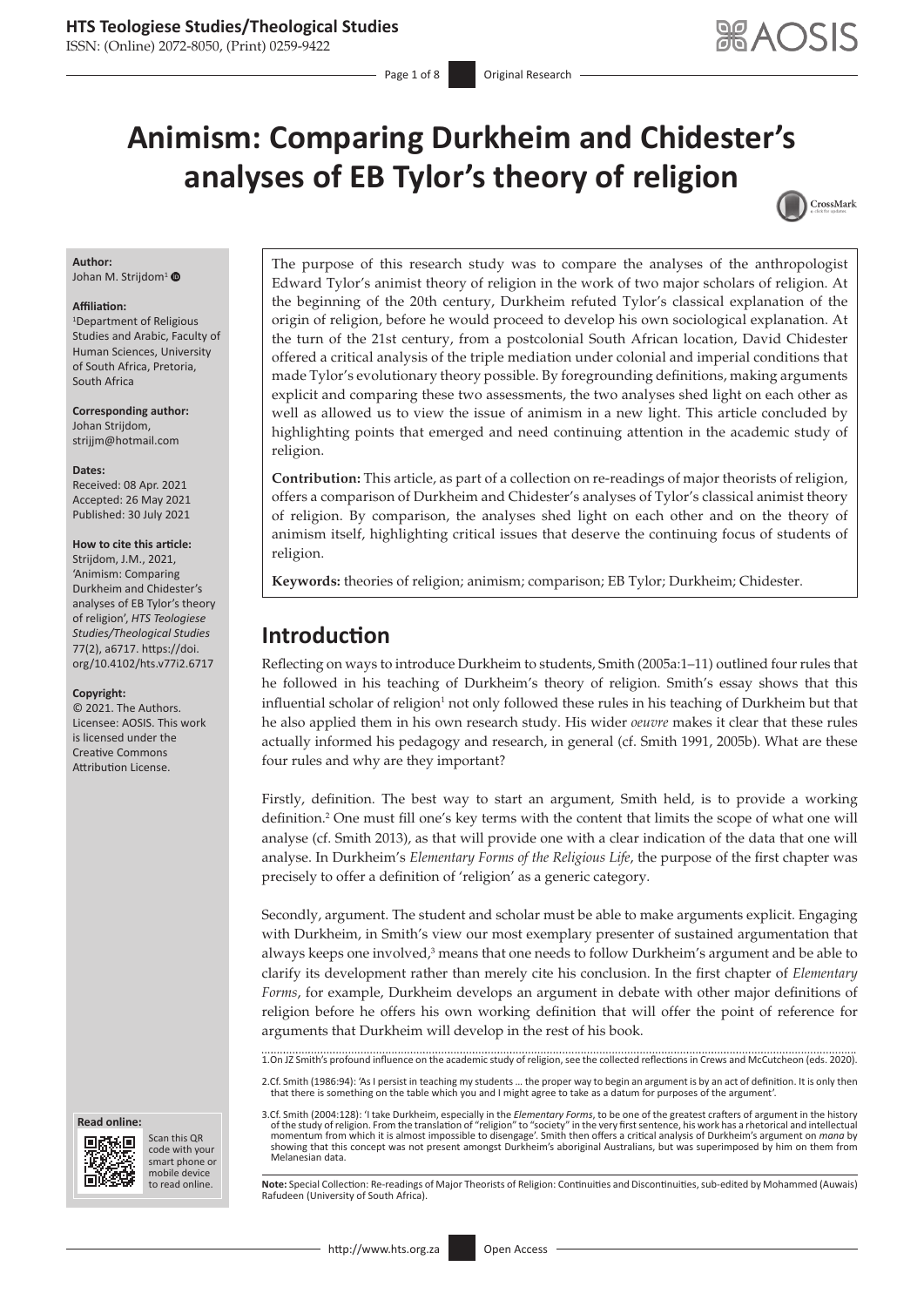# Animism: Comparing Durkheim and Chidester's analyses of EB Tylor's theory of religion

**Author:**
Johan M. Strijdom[1]

**Affiliation:**
[1]Department of Religious Studies and Arabic, Faculty of Human Sciences, University of South Africa, Pretoria, South Africa

**Corresponding author:**
Johan Strijdom,
strijjm@hotmail.com

**Dates:**
Received: 08 Apr. 2021
Accepted: 26 May 2021
Published: 30 July 2021

**How to cite this article:**
Strijdom, J.M., 2021, 'Animism: Comparing Durkheim and Chidester's analyses of EB Tylor's theory of religion', *HTS Teologiese Studies/Theological Studies* 77(2), a6717. https://doi.org/10.4102/hts.v77i2.6717

**Copyright:**
© 2021. The Authors. Licensee: AOSIS. This work is licensed under the Creative Commons Attribution License.

The purpose of this research study was to compare the analyses of the anthropologist Edward Tylor's animist theory of religion in the work of two major scholars of religion. At the beginning of the 20th century, Durkheim refuted Tylor's classical explanation of the origin of religion, before he would proceed to develop his own sociological explanation. At the turn of the 21st century, from a postcolonial South African location, David Chidester offered a critical analysis of the triple mediation under colonial and imperial conditions that made Tylor's evolutionary theory possible. By foregrounding definitions, making arguments explicit and comparing these two assessments, the two analyses shed light on each other as well as allowed us to view the issue of animism in a new light. This article concluded by highlighting points that emerged and need continuing attention in the academic study of religion.

**Contribution:** This article, as part of a collection on re-readings of major theorists of religion, offers a comparison of Durkheim and Chidester's analyses of Tylor's classical animist theory of religion. By comparison, the analyses shed light on each other and on the theory of animism itself, highlighting critical issues that deserve the continuing focus of students of religion.

**Keywords:** theories of religion; animism; comparison; EB Tylor; Durkheim; Chidester.

## Introduction

Reflecting on ways to introduce Durkheim to students, Smith (2005a:1–11) outlined four rules that he followed in his teaching of Durkheim's theory of religion. Smith's essay shows that this influential scholar of religion[1] not only followed these rules in his teaching of Durkheim but that he also applied them in his own research study. His wider *oeuvre* makes it clear that these rules actually informed his pedagogy and research, in general (cf. Smith 1991, 2005b). What are these four rules and why are they important?

Firstly, definition. The best way to start an argument, Smith held, is to provide a working definition.[2] One must fill one's key terms with the content that limits the scope of what one will analyse (cf. Smith 2013), as that will provide one with a clear indication of the data that one will analyse. In Durkheim's *Elementary Forms of the Religious Life*, the purpose of the first chapter was precisely to offer a definition of 'religion' as a generic category.

Secondly, argument. The student and scholar must be able to make arguments explicit. Engaging with Durkheim, in Smith's view our most exemplary presenter of sustained argumentation that always keeps one involved,[3] means that one needs to follow Durkheim's argument and be able to clarify its development rather than merely cite his conclusion. In the first chapter of *Elementary Forms*, for example, Durkheim develops an argument in debate with other major definitions of religion before he offers his own working definition that will offer the point of reference for arguments that Durkheim will develop in the rest of his book.

1. On JZ Smith's profound influence on the academic study of religion, see the collected reflections in Crews and McCutcheon (eds. 2020).

2. Cf. Smith (1986:94): 'As I persist in teaching my students … the proper way to begin an argument is by an act of definition. It is only then that there is something on the table which you and I might agree to take as a datum for purposes of the argument'.

3. Cf. Smith (2004:128): 'I take Durkheim, especially in the *Elementary Forms*, to be one of the greatest crafters of argument in the history of the study of religion. From the translation of "religion" to "society" in the very first sentence, his work has a rhetorical and intellectual momentum from which it is almost impossible to disengage'. Smith then offers a critical analysis of Durkheim's argument on *mana* by showing that this concept was not present amongst Durkheim's aboriginal Australians, but was superimposed by him on them from Melanesian data.

**Note:** Special Collection: Re-readings of Major Theorists of Religion: Continuities and Discontinuities, sub-edited by Mohammed (Auwais) Rafudeen (University of South Africa).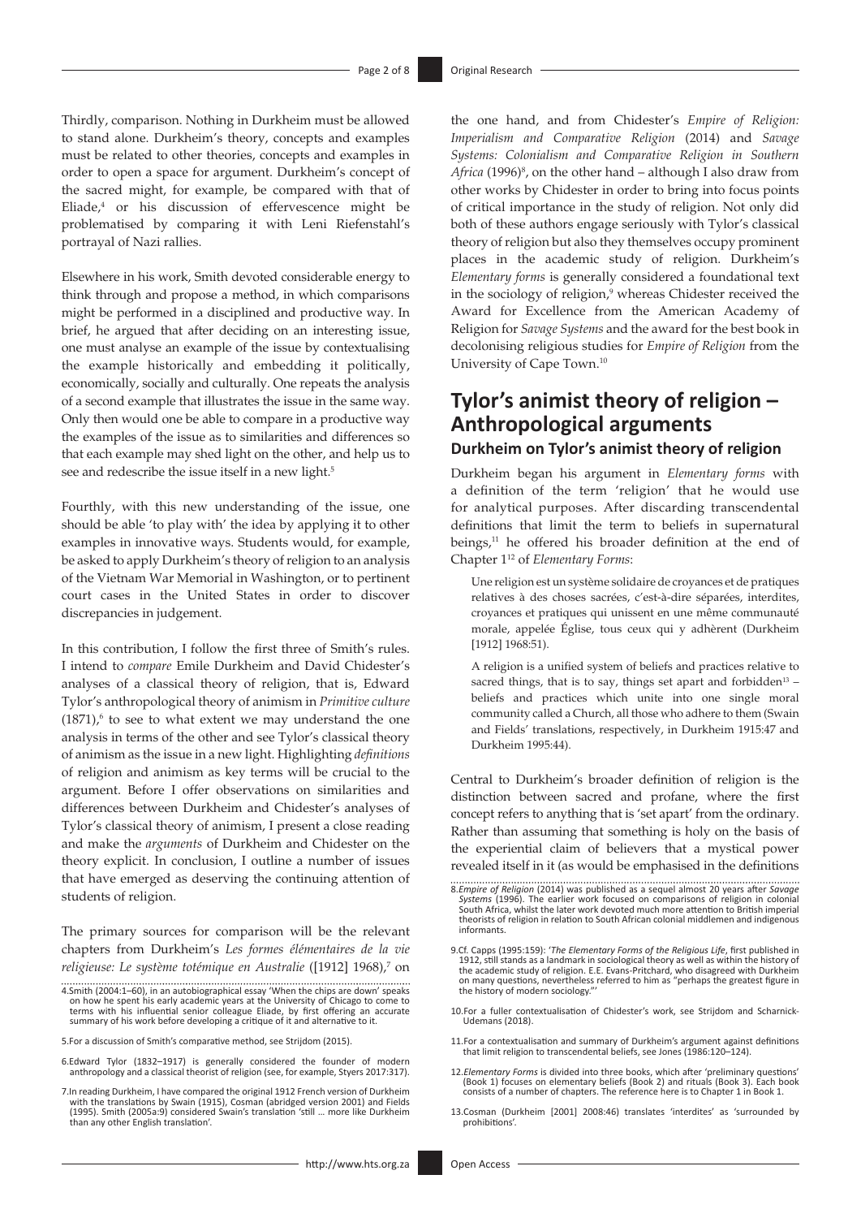Thirdly, comparison. Nothing in Durkheim must be allowed to stand alone. Durkheim's theory, concepts and examples must be related to other theories, concepts and examples in order to open a space for argument. Durkheim's concept of the sacred might, for example, be compared with that of Eliade,[4] or his discussion of effervescence might be problematised by comparing it with Leni Riefenstahl's portrayal of Nazi rallies.

Elsewhere in his work, Smith devoted considerable energy to think through and propose a method, in which comparisons might be performed in a disciplined and productive way. In brief, he argued that after deciding on an interesting issue, one must analyse an example of the issue by contextualising the example historically and embedding it politically, economically, socially and culturally. One repeats the analysis of a second example that illustrates the issue in the same way. Only then would one be able to compare in a productive way the examples of the issue as to similarities and differences so that each example may shed light on the other, and help us to see and redescribe the issue itself in a new light.[5]

Fourthly, with this new understanding of the issue, one should be able 'to play with' the idea by applying it to other examples in innovative ways. Students would, for example, be asked to apply Durkheim's theory of religion to an analysis of the Vietnam War Memorial in Washington, or to pertinent court cases in the United States in order to discover discrepancies in judgement.

In this contribution, I follow the first three of Smith's rules. I intend to *compare* Emile Durkheim and David Chidester's analyses of a classical theory of religion, that is, Edward Tylor's anthropological theory of animism in *Primitive culture* (1871),[6] to see to what extent we may understand the one analysis in terms of the other and see Tylor's classical theory of animism as the issue in a new light. Highlighting *definitions* of religion and animism as key terms will be crucial to the argument. Before I offer observations on similarities and differences between Durkheim and Chidester's analyses of Tylor's classical theory of animism, I present a close reading and make the *arguments* of Durkheim and Chidester on the theory explicit. In conclusion, I outline a number of issues that have emerged as deserving the continuing attention of students of religion.

The primary sources for comparison will be the relevant chapters from Durkheim's *Les formes élémentaires de la vie religieuse: Le système totémique en Australie* ([1912] 1968),[7] on the one hand, and from Chidester's *Empire of Religion: Imperialism and Comparative Religion* (2014) and *Savage Systems: Colonialism and Comparative Religion in Southern Africa* (1996)[8], on the other hand – although I also draw from other works by Chidester in order to bring into focus points of critical importance in the study of religion. Not only did both of these authors engage seriously with Tylor's classical theory of religion but also they themselves occupy prominent places in the academic study of religion. Durkheim's *Elementary forms* is generally considered a foundational text in the sociology of religion,[9] whereas Chidester received the Award for Excellence from the American Academy of Religion for *Savage Systems* and the award for the best book in decolonising religious studies for *Empire of Religion* from the University of Cape Town.[10]

## Tylor's animist theory of religion – Anthropological arguments

### Durkheim on Tylor's animist theory of religion

Durkheim began his argument in *Elementary forms* with a definition of the term 'religion' that he would use for analytical purposes. After discarding transcendental definitions that limit the term to beliefs in supernatural beings,[11] he offered his broader definition at the end of Chapter 1[12] of *Elementary Forms*:

> Une religion est un système solidaire de croyances et de pratiques relatives à des choses sacrées, c'est-à-dire séparées, interdites, croyances et pratiques qui unissent en une même communauté morale, appelée Église, tous ceux qui y adhèrent (Durkheim [1912] 1968:51).
>
> A religion is a unified system of beliefs and practices relative to sacred things, that is to say, things set apart and forbidden[13] – beliefs and practices which unite into one single moral community called a Church, all those who adhere to them (Swain and Fields' translations, respectively, in Durkheim 1915:47 and Durkheim 1995:44).

Central to Durkheim's broader definition of religion is the distinction between sacred and profane, where the first concept refers to anything that is 'set apart' from the ordinary. Rather than assuming that something is holy on the basis of the experiential claim of believers that a mystical power revealed itself in it (as would be emphasised in the definitions

---

4. Smith (2004:1–60), in an autobiographical essay 'When the chips are down' speaks on how he spent his early academic years at the University of Chicago to come to terms with his influential senior colleague Eliade, by first offering an accurate summary of his work before developing a critique of it and alternative to it.

5. For a discussion of Smith's comparative method, see Strijdom (2015).

6. Edward Tylor (1832–1917) is generally considered the founder of modern anthropology and a classical theorist of religion (see, for example, Styers 2017:317).

7. In reading Durkheim, I have compared the original 1912 French version of Durkheim with the translations by Swain (1915), Cosman (abridged version 2001) and Fields (1995). Smith (2005a:9) considered Swain's translation 'still … more like Durkheim than any other English translation'.

8. *Empire of Religion* (2014) was published as a sequel almost 20 years after *Savage Systems* (1996). The earlier work focused on comparisons of religion in colonial South Africa, whilst the later work devoted much more attention to British imperial theorists of religion in relation to South African colonial middlemen and indigenous informants.

9. Cf. Capps (1995:159): '*The Elementary Forms of the Religious Life*, first published in 1912, still stands as a landmark in sociological theory as well as within the history of the academic study of religion. E.E. Evans-Pritchard, who disagreed with Durkheim on many questions, nevertheless referred to him as "perhaps the greatest figure in the history of modern sociology."'

10. For a fuller contextualisation of Chidester's work, see Strijdom and Scharnick-Udemans (2018).

11. For a contextualisation and summary of Durkheim's argument against definitions that limit religion to transcendental beliefs, see Jones (1986:120–124).

12. *Elementary Forms* is divided into three books, which after 'preliminary questions' (Book 1) focuses on elementary beliefs (Book 2) and rituals (Book 3). Each book consists of a number of chapters. The reference here is to Chapter 1 in Book 1.

13. Cosman (Durkheim [2001] 2008:46) translates 'interdites' as 'surrounded by prohibitions'.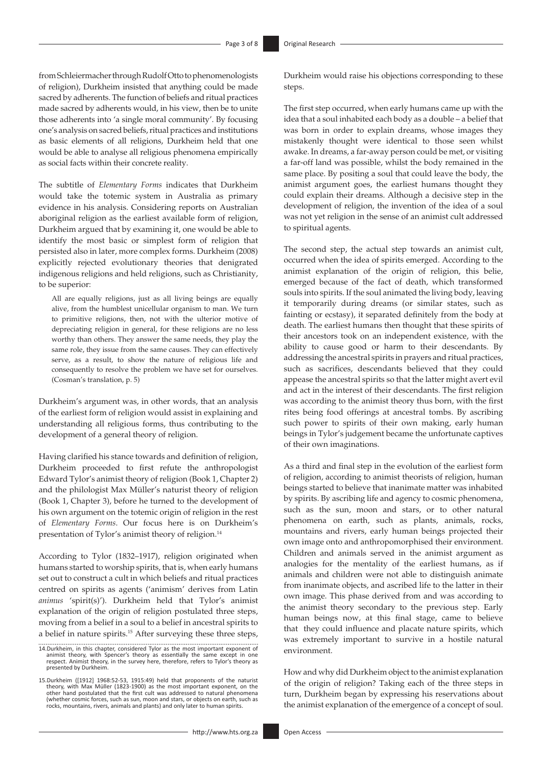from Schleiermacher through Rudolf Otto to phenomenologists of religion), Durkheim insisted that anything could be made sacred by adherents. The function of beliefs and ritual practices made sacred by adherents would, in his view, then be to unite those adherents into 'a single moral community'. By focusing one's analysis on sacred beliefs, ritual practices and institutions as basic elements of all religions, Durkheim held that one would be able to analyse all religious phenomena empirically as social facts within their concrete reality.

The subtitle of *Elementary Forms* indicates that Durkheim would take the totemic system in Australia as primary evidence in his analysis. Considering reports on Australian aboriginal religion as the earliest available form of religion, Durkheim argued that by examining it, one would be able to identify the most basic or simplest form of religion that persisted also in later, more complex forms. Durkheim (2008) explicitly rejected evolutionary theories that denigrated indigenous religions and held religions, such as Christianity, to be superior:

> All are equally religions, just as all living beings are equally alive, from the humblest unicellular organism to man. We turn to primitive religions, then, not with the ulterior motive of depreciating religion in general, for these religions are no less worthy than others. They answer the same needs, they play the same role, they issue from the same causes. They can effectively serve, as a result, to show the nature of religious life and consequently to resolve the problem we have set for ourselves. (Cosman's translation, p. 5)

Durkheim's argument was, in other words, that an analysis of the earliest form of religion would assist in explaining and understanding all religious forms, thus contributing to the development of a general theory of religion.

Having clarified his stance towards and definition of religion, Durkheim proceeded to first refute the anthropologist Edward Tylor's animist theory of religion (Book 1, Chapter 2) and the philologist Max Müller's naturist theory of religion (Book 1, Chapter 3), before he turned to the development of his own argument on the totemic origin of religion in the rest of *Elementary Forms*. Our focus here is on Durkheim's presentation of Tylor's animist theory of religion.[14]

According to Tylor (1832–1917), religion originated when humans started to worship spirits, that is, when early humans set out to construct a cult in which beliefs and ritual practices centred on spirits as agents ('animism' derives from Latin *animus* 'spirit(s)'). Durkheim held that Tylor's animist explanation of the origin of religion postulated three steps, moving from a belief in a soul to a belief in ancestral spirits to a belief in nature spirits.[15] After surveying these three steps, Durkheim would raise his objections corresponding to these steps.

The first step occurred, when early humans came up with the idea that a soul inhabited each body as a double – a belief that was born in order to explain dreams, whose images they mistakenly thought were identical to those seen whilst awake. In dreams, a far-away person could be met, or visiting a far-off land was possible, whilst the body remained in the same place. By positing a soul that could leave the body, the animist argument goes, the earliest humans thought they could explain their dreams. Although a decisive step in the development of religion, the invention of the idea of a soul was not yet religion in the sense of an animist cult addressed to spiritual agents.

The second step, the actual step towards an animist cult, occurred when the idea of spirits emerged. According to the animist explanation of the origin of religion, this belie, emerged because of the fact of death, which transformed souls into spirits. If the soul animated the living body, leaving it temporarily during dreams (or similar states, such as fainting or ecstasy), it separated definitely from the body at death. The earliest humans then thought that these spirits of their ancestors took on an independent existence, with the ability to cause good or harm to their descendants. By addressing the ancestral spirits in prayers and ritual practices, such as sacrifices, descendants believed that they could appease the ancestral spirits so that the latter might avert evil and act in the interest of their descendants. The first religion was according to the animist theory thus born, with the first rites being food offerings at ancestral tombs. By ascribing such power to spirits of their own making, early human beings in Tylor's judgement became the unfortunate captives of their own imaginations.

As a third and final step in the evolution of the earliest form of religion, according to animist theorists of religion, human beings started to believe that inanimate matter was inhabited by spirits. By ascribing life and agency to cosmic phenomena, such as the sun, moon and stars, or to other natural phenomena on earth, such as plants, animals, rocks, mountains and rivers, early human beings projected their own image onto and anthropomorphised their environment. Children and animals served in the animist argument as analogies for the mentality of the earliest humans, as if animals and children were not able to distinguish animate from inanimate objects, and ascribed life to the latter in their own image. This phase derived from and was according to the animist theory secondary to the previous step. Early human beings now, at this final stage, came to believe that they could influence and placate nature spirits, which was extremely important to survive in a hostile natural environment.

How and why did Durkheim object to the animist explanation of the origin of religion? Taking each of the three steps in turn, Durkheim began by expressing his reservations about the animist explanation of the emergence of a concept of soul.

---

14. Durkheim, in this chapter, considered Tylor as the most important exponent of animist theory, with Spencer's theory as essentially the same except in one respect. Animist theory, in the survey here, therefore, refers to Tylor's theory as presented by Durkheim.

15. Durkheim ([1912] 1968:52-53, 1915:49) held that proponents of the naturist theory, with Max Müller (1823-1900) as the most important exponent, on the other hand postulated that the first cult was addressed to natural phenomena (whether cosmic forces, such as sun, moon and stars, or objects on earth, such as rocks, mountains, rivers, animals and plants) and only later to human spirits.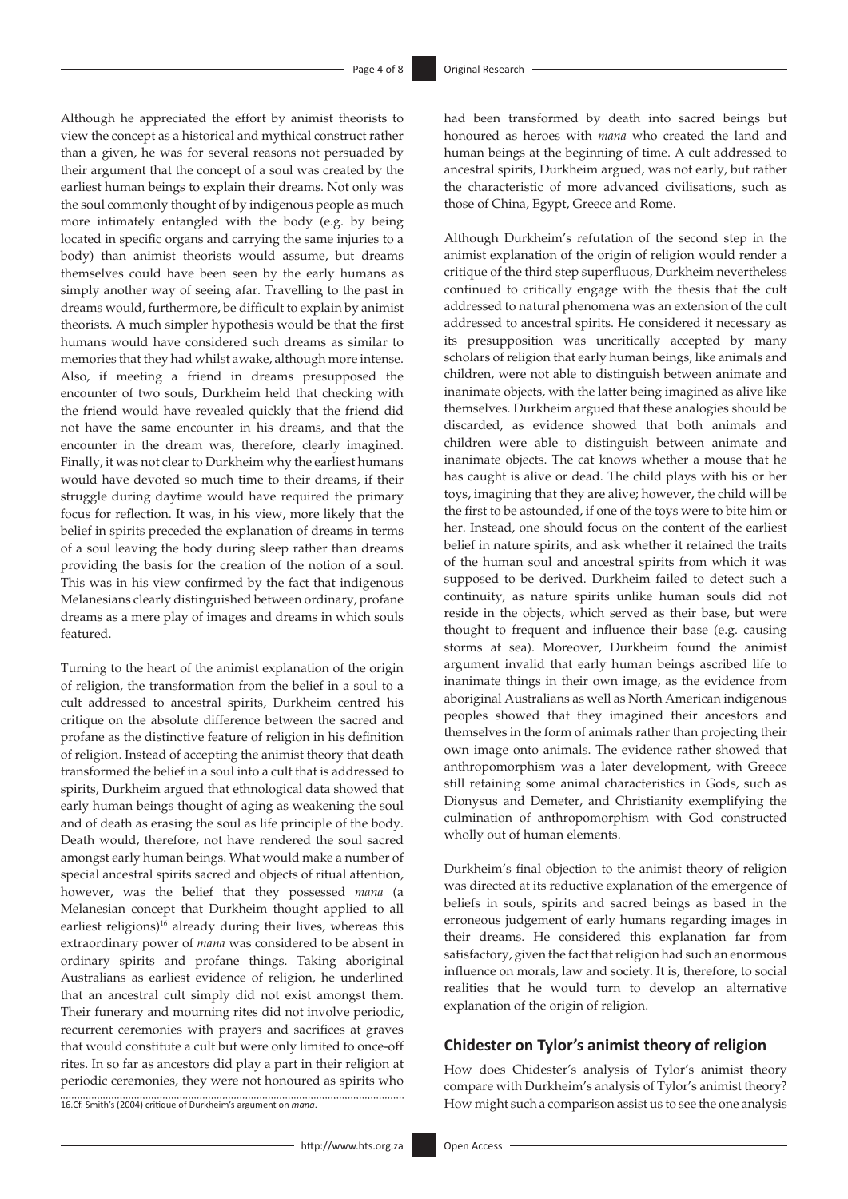Although he appreciated the effort by animist theorists to view the concept as a historical and mythical construct rather than a given, he was for several reasons not persuaded by their argument that the concept of a soul was created by the earliest human beings to explain their dreams. Not only was the soul commonly thought of by indigenous people as much more intimately entangled with the body (e.g. by being located in specific organs and carrying the same injuries to a body) than animist theorists would assume, but dreams themselves could have been seen by the early humans as simply another way of seeing afar. Travelling to the past in dreams would, furthermore, be difficult to explain by animist theorists. A much simpler hypothesis would be that the first humans would have considered such dreams as similar to memories that they had whilst awake, although more intense. Also, if meeting a friend in dreams presupposed the encounter of two souls, Durkheim held that checking with the friend would have revealed quickly that the friend did not have the same encounter in his dreams, and that the encounter in the dream was, therefore, clearly imagined. Finally, it was not clear to Durkheim why the earliest humans would have devoted so much time to their dreams, if their struggle during daytime would have required the primary focus for reflection. It was, in his view, more likely that the belief in spirits preceded the explanation of dreams in terms of a soul leaving the body during sleep rather than dreams providing the basis for the creation of the notion of a soul. This was in his view confirmed by the fact that indigenous Melanesians clearly distinguished between ordinary, profane dreams as a mere play of images and dreams in which souls featured.

Turning to the heart of the animist explanation of the origin of religion, the transformation from the belief in a soul to a cult addressed to ancestral spirits, Durkheim centred his critique on the absolute difference between the sacred and profane as the distinctive feature of religion in his definition of religion. Instead of accepting the animist theory that death transformed the belief in a soul into a cult that is addressed to spirits, Durkheim argued that ethnological data showed that early human beings thought of aging as weakening the soul and of death as erasing the soul as life principle of the body. Death would, therefore, not have rendered the soul sacred amongst early human beings. What would make a number of special ancestral spirits sacred and objects of ritual attention, however, was the belief that they possessed *mana* (a Melanesian concept that Durkheim thought applied to all earliest religions)[16] already during their lives, whereas this extraordinary power of *mana* was considered to be absent in ordinary spirits and profane things. Taking aboriginal Australians as earliest evidence of religion, he underlined that an ancestral cult simply did not exist amongst them. Their funerary and mourning rites did not involve periodic, recurrent ceremonies with prayers and sacrifices at graves that would constitute a cult but were only limited to once-off rites. In so far as ancestors did play a part in their religion at periodic ceremonies, they were not honoured as spirits who had been transformed by death into sacred beings but honoured as heroes with *mana* who created the land and human beings at the beginning of time. A cult addressed to ancestral spirits, Durkheim argued, was not early, but rather the characteristic of more advanced civilisations, such as those of China, Egypt, Greece and Rome.

Although Durkheim's refutation of the second step in the animist explanation of the origin of religion would render a critique of the third step superfluous, Durkheim nevertheless continued to critically engage with the thesis that the cult addressed to natural phenomena was an extension of the cult addressed to ancestral spirits. He considered it necessary as its presupposition was uncritically accepted by many scholars of religion that early human beings, like animals and children, were not able to distinguish between animate and inanimate objects, with the latter being imagined as alive like themselves. Durkheim argued that these analogies should be discarded, as evidence showed that both animals and children were able to distinguish between animate and inanimate objects. The cat knows whether a mouse that he has caught is alive or dead. The child plays with his or her toys, imagining that they are alive; however, the child will be the first to be astounded, if one of the toys were to bite him or her. Instead, one should focus on the content of the earliest belief in nature spirits, and ask whether it retained the traits of the human soul and ancestral spirits from which it was supposed to be derived. Durkheim failed to detect such a continuity, as nature spirits unlike human souls did not reside in the objects, which served as their base, but were thought to frequent and influence their base (e.g. causing storms at sea). Moreover, Durkheim found the animist argument invalid that early human beings ascribed life to inanimate things in their own image, as the evidence from aboriginal Australians as well as North American indigenous peoples showed that they imagined their ancestors and themselves in the form of animals rather than projecting their own image onto animals. The evidence rather showed that anthropomorphism was a later development, with Greece still retaining some animal characteristics in Gods, such as Dionysus and Demeter, and Christianity exemplifying the culmination of anthropomorphism with God constructed wholly out of human elements.

Durkheim's final objection to the animist theory of religion was directed at its reductive explanation of the emergence of beliefs in souls, spirits and sacred beings as based in the erroneous judgement of early humans regarding images in their dreams. He considered this explanation far from satisfactory, given the fact that religion had such an enormous influence on morals, law and society. It is, therefore, to social realities that he would turn to develop an alternative explanation of the origin of religion.

## Chidester on Tylor's animist theory of religion

How does Chidester's analysis of Tylor's animist theory compare with Durkheim's analysis of Tylor's animist theory? How might such a comparison assist us to see the one analysis

16.Cf. Smith's (2004) critique of Durkheim's argument on *mana*.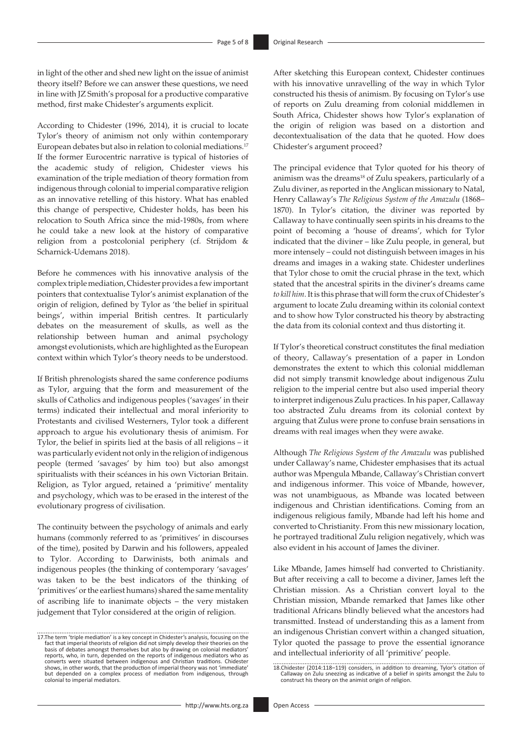in light of the other and shed new light on the issue of animist theory itself? Before we can answer these questions, we need in line with JZ Smith's proposal for a productive comparative method, first make Chidester's arguments explicit.

According to Chidester (1996, 2014), it is crucial to locate Tylor's theory of animism not only within contemporary European debates but also in relation to colonial mediations.[17] If the former Eurocentric narrative is typical of histories of the academic study of religion, Chidester views his examination of the triple mediation of theory formation from indigenous through colonial to imperial comparative religion as an innovative retelling of this history. What has enabled this change of perspective, Chidester holds, has been his relocation to South Africa since the mid-1980s, from where he could take a new look at the history of comparative religion from a postcolonial periphery (cf. Strijdom & Scharnick-Udemans 2018).

Before he commences with his innovative analysis of the complex triple mediation, Chidester provides a few important pointers that contextualise Tylor's animist explanation of the origin of religion, defined by Tylor as 'the belief in spiritual beings', within imperial British centres. It particularly debates on the measurement of skulls, as well as the relationship between human and animal psychology amongst evolutionists, which are highlighted as the European context within which Tylor's theory needs to be understood.

If British phrenologists shared the same conference podiums as Tylor, arguing that the form and measurement of the skulls of Catholics and indigenous peoples ('savages' in their terms) indicated their intellectual and moral inferiority to Protestants and civilised Westerners, Tylor took a different approach to argue his evolutionary thesis of animism. For Tylor, the belief in spirits lied at the basis of all religions – it was particularly evident not only in the religion of indigenous people (termed 'savages' by him too) but also amongst spiritualists with their scéances in his own Victorian Britain. Religion, as Tylor argued, retained a 'primitive' mentality and psychology, which was to be erased in the interest of the evolutionary progress of civilisation.

The continuity between the psychology of animals and early humans (commonly referred to as 'primitives' in discourses of the time), posited by Darwin and his followers, appealed to Tylor. According to Darwinists, both animals and indigenous peoples (the thinking of contemporary 'savages' was taken to be the best indicators of the thinking of 'primitives' or the earliest humans) shared the same mentality of ascribing life to inanimate objects – the very mistaken judgement that Tylor considered at the origin of religion.

After sketching this European context, Chidester continues with his innovative unravelling of the way in which Tylor constructed his thesis of animism. By focusing on Tylor's use of reports on Zulu dreaming from colonial middlemen in South Africa, Chidester shows how Tylor's explanation of the origin of religion was based on a distortion and decontextualisation of the data that he quoted. How does Chidester's argument proceed?

The principal evidence that Tylor quoted for his theory of animism was the dreams[18] of Zulu speakers, particularly of a Zulu diviner, as reported in the Anglican missionary to Natal, Henry Callaway's *The Religious System of the Amazulu* (1868–1870). In Tylor's citation, the diviner was reported by Callaway to have continually seen spirits in his dreams to the point of becoming a 'house of dreams', which for Tylor indicated that the diviner – like Zulu people, in general, but more intensely – could not distinguish between images in his dreams and images in a waking state. Chidester underlines that Tylor chose to omit the crucial phrase in the text, which stated that the ancestral spirits in the diviner's dreams came *to kill him*. It is this phrase that will form the crux of Chidester's argument to locate Zulu dreaming within its colonial context and to show how Tylor constructed his theory by abstracting the data from its colonial context and thus distorting it.

If Tylor's theoretical construct constitutes the final mediation of theory, Callaway's presentation of a paper in London demonstrates the extent to which this colonial middleman did not simply transmit knowledge about indigenous Zulu religion to the imperial centre but also used imperial theory to interpret indigenous Zulu practices. In his paper, Callaway too abstracted Zulu dreams from its colonial context by arguing that Zulus were prone to confuse brain sensations in dreams with real images when they were awake.

Although *The Religious System of the Amazulu* was published under Callaway's name, Chidester emphasises that its actual author was Mpengula Mbande, Callaway's Christian convert and indigenous informer. This voice of Mbande, however, was not unambiguous, as Mbande was located between indigenous and Christian identifications. Coming from an indigenous religious family, Mbande had left his home and converted to Christianity. From this new missionary location, he portrayed traditional Zulu religion negatively, which was also evident in his account of James the diviner.

Like Mbande, James himself had converted to Christianity. But after receiving a call to become a diviner, James left the Christian mission. As a Christian convert loyal to the Christian mission, Mbande remarked that James like other traditional Africans blindly believed what the ancestors had transmitted. Instead of understanding this as a lament from an indigenous Christian convert within a changed situation, Tylor quoted the passage to prove the essential ignorance and intellectual inferiority of all 'primitive' people.

17. The term 'triple mediation' is a key concept in Chidester's analysis, focusing on the fact that imperial theorists of religion did not simply develop their theories on the basis of debates amongst themselves but also by drawing on colonial mediators' reports, who, in turn, depended on the reports of indigenous mediators who as converts were situated between indigenous and Christian traditions. Chidester shows, in other words, that the production of imperial theory was not 'immediate' but depended on a complex process of mediation from indigenous, through colonial to imperial mediators.

18. Chidester (2014:118–119) considers, in addition to dreaming, Tylor's citation of Callaway on Zulu sneezing as indicative of a belief in spirits amongst the Zulu to construct his theory on the animist origin of religion.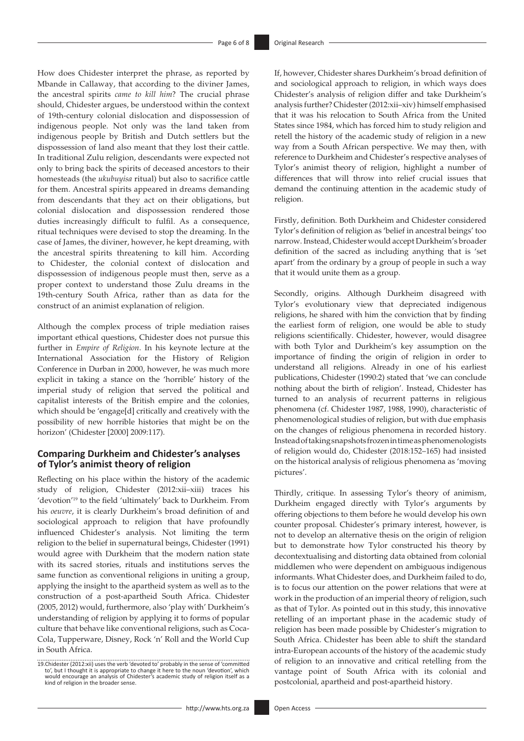How does Chidester interpret the phrase, as reported by Mbande in Callaway, that according to the diviner James, the ancestral spirits *came to kill him*? The crucial phrase should, Chidester argues, be understood within the context of 19th-century colonial dislocation and dispossession of indigenous people. Not only was the land taken from indigenous people by British and Dutch settlers but the dispossession of land also meant that they lost their cattle. In traditional Zulu religion, descendants were expected not only to bring back the spirits of deceased ancestors to their homesteads (the *ukubuyisa* ritual) but also to sacrifice cattle for them. Ancestral spirits appeared in dreams demanding from descendants that they act on their obligations, but colonial dislocation and dispossession rendered those duties increasingly difficult to fulfil. As a consequence, ritual techniques were devised to stop the dreaming. In the case of James, the diviner, however, he kept dreaming, with the ancestral spirits threatening to kill him. According to Chidester, the colonial context of dislocation and dispossession of indigenous people must then, serve as a proper context to understand those Zulu dreams in the 19th-century South Africa, rather than as data for the construct of an animist explanation of religion.

Although the complex process of triple mediation raises important ethical questions, Chidester does not pursue this further in *Empire of Religion*. In his keynote lecture at the International Association for the History of Religion Conference in Durban in 2000, however, he was much more explicit in taking a stance on the 'horrible' history of the imperial study of religion that served the political and capitalist interests of the British empire and the colonies, which should be 'engage[d] critically and creatively with the possibility of new horrible histories that might be on the horizon' (Chidester [2000] 2009:117).

## Comparing Durkheim and Chidester's analyses of Tylor's animist theory of religion

Reflecting on his place within the history of the academic study of religion, Chidester (2012:xii–xiii) traces his 'devotion'[19] to the field 'ultimately' back to Durkheim. From his *oeuvre*, it is clearly Durkheim's broad definition of and sociological approach to religion that have profoundly influenced Chidester's analysis. Not limiting the term religion to the belief in supernatural beings, Chidester (1991) would agree with Durkheim that the modern nation state with its sacred stories, rituals and institutions serves the same function as conventional religions in uniting a group, applying the insight to the apartheid system as well as to the construction of a post-apartheid South Africa. Chidester (2005, 2012) would, furthermore, also 'play with' Durkheim's understanding of religion by applying it to forms of popular culture that behave like conventional religions, such as Coca-Cola, Tupperware, Disney, Rock 'n' Roll and the World Cup in South Africa.

If, however, Chidester shares Durkheim's broad definition of and sociological approach to religion, in which ways does Chidester's analysis of religion differ and take Durkheim's analysis further? Chidester (2012:xii–xiv) himself emphasised that it was his relocation to South Africa from the United States since 1984, which has forced him to study religion and retell the history of the academic study of religion in a new way from a South African perspective. We may then, with reference to Durkheim and Chidester's respective analyses of Tylor's animist theory of religion, highlight a number of differences that will throw into relief crucial issues that demand the continuing attention in the academic study of religion.

Firstly, definition. Both Durkheim and Chidester considered Tylor's definition of religion as 'belief in ancestral beings' too narrow. Instead, Chidester would accept Durkheim's broader definition of the sacred as including anything that is 'set apart' from the ordinary by a group of people in such a way that it would unite them as a group.

Secondly, origins. Although Durkheim disagreed with Tylor's evolutionary view that depreciated indigenous religions, he shared with him the conviction that by finding the earliest form of religion, one would be able to study religions scientifically. Chidester, however, would disagree with both Tylor and Durkheim's key assumption on the importance of finding the origin of religion in order to understand all religions. Already in one of his earliest publications, Chidester (1990:2) stated that 'we can conclude nothing about the birth of religion'. Instead, Chidester has turned to an analysis of recurrent patterns in religious phenomena (cf. Chidester 1987, 1988, 1990), characteristic of phenomenological studies of religion, but with due emphasis on the changes of religious phenomena in recorded history. Instead of taking snapshots frozen in time as phenomenologists of religion would do, Chidester (2018:152–165) had insisted on the historical analysis of religious phenomena as 'moving pictures'.

Thirdly, critique. In assessing Tylor's theory of animism, Durkheim engaged directly with Tylor's arguments by offering objections to them before he would develop his own counter proposal. Chidester's primary interest, however, is not to develop an alternative thesis on the origin of religion but to demonstrate how Tylor constructed his theory by decontextualising and distorting data obtained from colonial middlemen who were dependent on ambiguous indigenous informants. What Chidester does, and Durkheim failed to do, is to focus our attention on the power relations that were at work in the production of an imperial theory of religion, such as that of Tylor. As pointed out in this study, this innovative retelling of an important phase in the academic study of religion has been made possible by Chidester's migration to South Africa. Chidester has been able to shift the standard intra-European accounts of the history of the academic study of religion to an innovative and critical retelling from the vantage point of South Africa with its colonial and postcolonial, apartheid and post-apartheid history.

19. Chidester (2012:xii) uses the verb 'devoted to' probably in the sense of 'committed to', but I thought it is appropriate to change it here to the noun 'devotion', which would encourage an analysis of Chidester's academic study of religion itself as a kind of religion in the broader sense.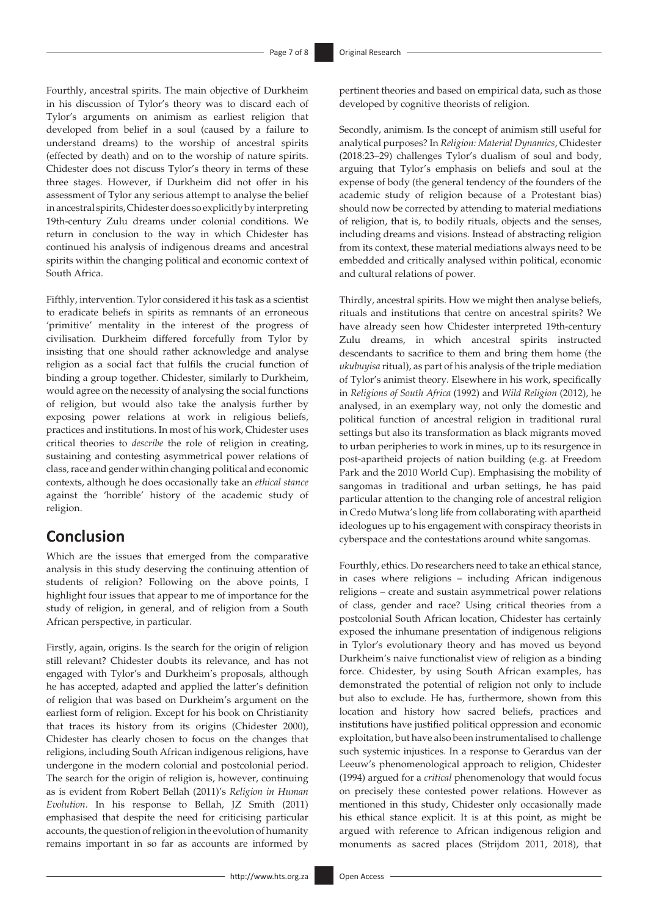Fourthly, ancestral spirits. The main objective of Durkheim in his discussion of Tylor's theory was to discard each of Tylor's arguments on animism as earliest religion that developed from belief in a soul (caused by a failure to understand dreams) to the worship of ancestral spirits (effected by death) and on to the worship of nature spirits. Chidester does not discuss Tylor's theory in terms of these three stages. However, if Durkheim did not offer in his assessment of Tylor any serious attempt to analyse the belief in ancestral spirits, Chidester does so explicitly by interpreting 19th-century Zulu dreams under colonial conditions. We return in conclusion to the way in which Chidester has continued his analysis of indigenous dreams and ancestral spirits within the changing political and economic context of South Africa.

Fifthly, intervention. Tylor considered it his task as a scientist to eradicate beliefs in spirits as remnants of an erroneous 'primitive' mentality in the interest of the progress of civilisation. Durkheim differed forcefully from Tylor by insisting that one should rather acknowledge and analyse religion as a social fact that fulfils the crucial function of binding a group together. Chidester, similarly to Durkheim, would agree on the necessity of analysing the social functions of religion, but would also take the analysis further by exposing power relations at work in religious beliefs, practices and institutions. In most of his work, Chidester uses critical theories to *describe* the role of religion in creating, sustaining and contesting asymmetrical power relations of class, race and gender within changing political and economic contexts, although he does occasionally take an *ethical stance* against the 'horrible' history of the academic study of religion.

## Conclusion

Which are the issues that emerged from the comparative analysis in this study deserving the continuing attention of students of religion? Following on the above points, I highlight four issues that appear to me of importance for the study of religion, in general, and of religion from a South African perspective, in particular.

Firstly, again, origins. Is the search for the origin of religion still relevant? Chidester doubts its relevance, and has not engaged with Tylor's and Durkheim's proposals, although he has accepted, adapted and applied the latter's definition of religion that was based on Durkheim's argument on the earliest form of religion. Except for his book on Christianity that traces its history from its origins (Chidester 2000), Chidester has clearly chosen to focus on the changes that religions, including South African indigenous religions, have undergone in the modern colonial and postcolonial period. The search for the origin of religion is, however, continuing as is evident from Robert Bellah (2011)'s *Religion in Human Evolution*. In his response to Bellah, JZ Smith (2011) emphasised that despite the need for criticising particular accounts, the question of religion in the evolution of humanity remains important in so far as accounts are informed by pertinent theories and based on empirical data, such as those developed by cognitive theorists of religion.

Secondly, animism. Is the concept of animism still useful for analytical purposes? In *Religion: Material Dynamics*, Chidester (2018:23–29) challenges Tylor's dualism of soul and body, arguing that Tylor's emphasis on beliefs and soul at the expense of body (the general tendency of the founders of the academic study of religion because of a Protestant bias) should now be corrected by attending to material mediations of religion, that is, to bodily rituals, objects and the senses, including dreams and visions. Instead of abstracting religion from its context, these material mediations always need to be embedded and critically analysed within political, economic and cultural relations of power.

Thirdly, ancestral spirits. How we might then analyse beliefs, rituals and institutions that centre on ancestral spirits? We have already seen how Chidester interpreted 19th-century Zulu dreams, in which ancestral spirits instructed descendants to sacrifice to them and bring them home (the *ukubuyisa* ritual), as part of his analysis of the triple mediation of Tylor's animist theory. Elsewhere in his work, specifically in *Religions of South Africa* (1992) and *Wild Religion* (2012), he analysed, in an exemplary way, not only the domestic and political function of ancestral religion in traditional rural settings but also its transformation as black migrants moved to urban peripheries to work in mines, up to its resurgence in post-apartheid projects of nation building (e.g. at Freedom Park and the 2010 World Cup). Emphasising the mobility of sangomas in traditional and urban settings, he has paid particular attention to the changing role of ancestral religion in Credo Mutwa's long life from collaborating with apartheid ideologues up to his engagement with conspiracy theorists in cyberspace and the contestations around white sangomas.

Fourthly, ethics. Do researchers need to take an ethical stance, in cases where religions – including African indigenous religions – create and sustain asymmetrical power relations of class, gender and race? Using critical theories from a postcolonial South African location, Chidester has certainly exposed the inhumane presentation of indigenous religions in Tylor's evolutionary theory and has moved us beyond Durkheim's naive functionalist view of religion as a binding force. Chidester, by using South African examples, has demonstrated the potential of religion not only to include but also to exclude. He has, furthermore, shown from this location and history how sacred beliefs, practices and institutions have justified political oppression and economic exploitation, but have also been instrumentalised to challenge such systemic injustices. In a response to Gerardus van der Leeuw's phenomenological approach to religion, Chidester (1994) argued for a *critical* phenomenology that would focus on precisely these contested power relations. However as mentioned in this study, Chidester only occasionally made his ethical stance explicit. It is at this point, as might be argued with reference to African indigenous religion and monuments as sacred places (Strijdom 2011, 2018), that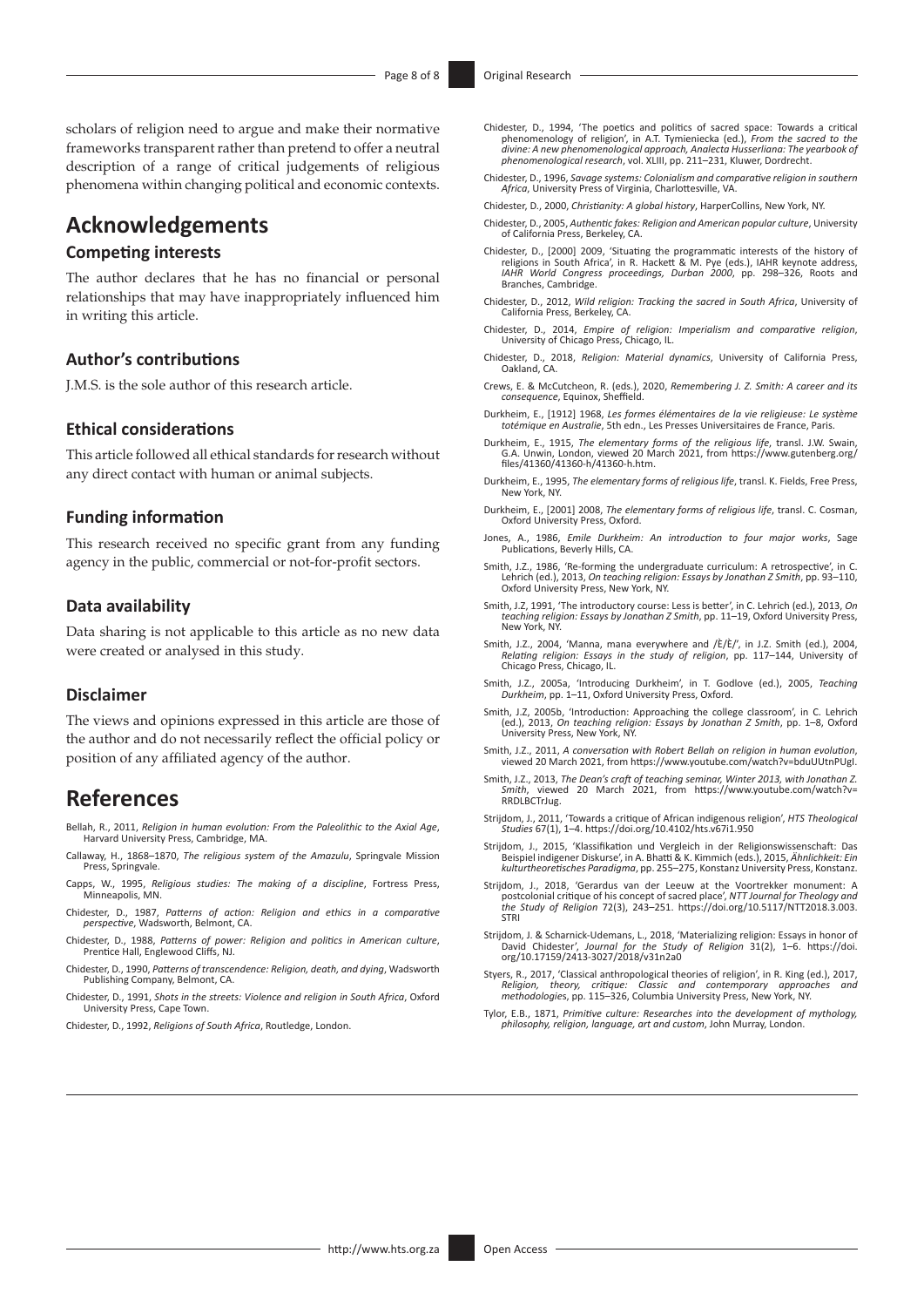scholars of religion need to argue and make their normative frameworks transparent rather than pretend to offer a neutral description of a range of critical judgements of religious phenomena within changing political and economic contexts.

# Acknowledgements

## Competing interests

The author declares that he has no financial or personal relationships that may have inappropriately influenced him in writing this article.

## Author's contributions

J.M.S. is the sole author of this research article.

## Ethical considerations

This article followed all ethical standards for research without any direct contact with human or animal subjects.

## Funding information

This research received no specific grant from any funding agency in the public, commercial or not-for-profit sectors.

## Data availability

Data sharing is not applicable to this article as no new data were created or analysed in this study.

## Disclaimer

The views and opinions expressed in this article are those of the author and do not necessarily reflect the official policy or position of any affiliated agency of the author.

# References

Bellah, R., 2011, *Religion in human evolution: From the Paleolithic to the Axial Age*, Harvard University Press, Cambridge, MA.

Callaway, H., 1868–1870, *The religious system of the Amazulu*, Springvale Mission Press, Springvale.

Capps, W., 1995, *Religious studies: The making of a discipline*, Fortress Press, Minneapolis, MN.

Chidester, D., 1987, *Patterns of action: Religion and ethics in a comparative perspective*, Wadsworth, Belmont, CA.

Chidester, D., 1988, *Patterns of power: Religion and politics in American culture*, Prentice Hall, Englewood Cliffs, NJ.

Chidester, D., 1990, *Patterns of transcendence: Religion, death, and dying*, Wadsworth Publishing Company, Belmont, CA.

Chidester, D., 1991, *Shots in the streets: Violence and religion in South Africa*, Oxford University Press, Cape Town.

Chidester, D., 1992, *Religions of South Africa*, Routledge, London.

Chidester, D., 1994, 'The poetics and politics of sacred space: Towards a critical phenomenology of religion', in A.T. Tymieniecka (ed.), *From the sacred to the divine: A new phenomenological approach, Analecta Husserliana: The yearbook of phenomenological research*, vol. XLIII, pp. 211–231, Kluwer, Dordrecht.

Chidester, D., 1996, *Savage systems: Colonialism and comparative religion in southern Africa*, University Press of Virginia, Charlottesville, VA.

Chidester, D., 2000, *Christianity: A global history*, HarperCollins, New York, NY.

Chidester, D., 2005, *Authentic fakes: Religion and American popular culture*, University of California Press, Berkeley, CA.

Chidester, D., [2000] 2009, 'Situating the programmatic interests of the history of religions in South Africa', in R. Hackett & M. Pye (eds.), IAHR keynote address, *IAHR World Congress proceedings, Durban 2000*, pp. 298–326, Roots and Branches, Cambridge.

Chidester, D., 2012, *Wild religion: Tracking the sacred in South Africa*, University of California Press, Berkeley, CA.

Chidester, D., 2014, *Empire of religion: Imperialism and comparative religion*, University of Chicago Press, Chicago, IL.

Chidester, D., 2018, *Religion: Material dynamics*, University of California Press, Oakland, CA.

Crews, E. & McCutcheon, R. (eds.), 2020, *Remembering J. Z. Smith: A career and its consequence*, Equinox, Sheffield.

Durkheim, E., [1912] 1968, *Les formes élémentaires de la vie religieuse: Le système totémique en Australie*, 5th edn., Les Presses Universitaires de France, Paris.

Durkheim, E., 1915, *The elementary forms of the religious life*, transl. J.W. Swain, G.A. Unwin, London, viewed 20 March 2021, from https://www.gutenberg.org/files/41360/41360-h/41360-h.htm.

Durkheim, E., 1995, *The elementary forms of religious life*, transl. K. Fields, Free Press, New York, NY.

Durkheim, E., [2001] 2008, *The elementary forms of religious life*, transl. C. Cosman, Oxford University Press, Oxford.

Jones, A., 1986, *Emile Durkheim: An introduction to four major works*, Sage Publications, Beverly Hills, CA.

Smith, J.Z., 1986, 'Re-forming the undergraduate curriculum: A retrospective', in C. Lehrich (ed.), 2013, *On teaching religion: Essays by Jonathan Z Smith*, pp. 93–110, Oxford University Press, New York, NY.

Smith, J.Z, 1991, 'The introductory course: Less is better', in C. Lehrich (ed.), 2013, *On teaching religion: Essays by Jonathan Z Smith*, pp. 11–19, Oxford University Press, New York, NY.

Smith, J.Z., 2004, 'Manna, mana everywhere and /È/È/', in J.Z. Smith (ed.), 2004, *Relating religion: Essays in the study of religion*, pp. 117–144, University of Chicago Press, Chicago, IL.

Smith, J.Z., 2005a, 'Introducing Durkheim', in T. Godlove (ed.), 2005, *Teaching Durkheim*, pp. 1–11, Oxford University Press, Oxford.

Smith, J.Z, 2005b, 'Introduction: Approaching the college classroom', in C. Lehrich (ed.), 2013, *On teaching religion: Essays by Jonathan Z Smith*, pp. 1–8, Oxford University Press, New York, NY.

Smith, J.Z., 2011, *A conversation with Robert Bellah on religion in human evolution*, viewed 20 March 2021, from https://www.youtube.com/watch?v=bduUUtnPUgI.

Smith, J.Z., 2013, *The Dean's craft of teaching seminar, Winter 2013, with Jonathan Z. Smith*, viewed 20 March 2021, from https://www.youtube.com/watch?v=RRDLBCTrJug.

Strijdom, J., 2011, 'Towards a critique of African indigenous religion', *HTS Theological Studies* 67(1), 1–4. https://doi.org/10.4102/hts.v67i1.950

Strijdom, J., 2015, 'Klassifikation und Vergleich in der Religionswissenschaft: Das Beispiel indigener Diskurse', in A. Bhatti & K. Kimmich (eds.), 2015, *Ähnlichkeit: Ein kulturtheoretisches Paradigma*, pp. 255–275, Konstanz University Press, Konstanz.

Strijdom, J., 2018, 'Gerardus van der Leeuw at the Voortrekker monument: A postcolonial critique of his concept of sacred place', *NTT Journal for Theology and the Study of Religion* 72(3), 243–251. https://doi.org/10.5117/NTT2018.3.003.STRI

Strijdom, J. & Scharnick-Udemans, L., 2018, 'Materializing religion: Essays in honor of David Chidester', *Journal for the Study of Religion* 31(2), 1–6. https://doi.org/10.17159/2413-3027/2018/v31n2a0

Styers, R., 2017, 'Classical anthropological theories of religion', in R. King (ed.), 2017, *Religion, theory, critique: Classic and contemporary approaches and methodologies*, pp. 115–326, Columbia University Press, New York, NY.

Tylor, E.B., 1871, *Primitive culture: Researches into the development of mythology, philosophy, religion, language, art and custom*, John Murray, London.